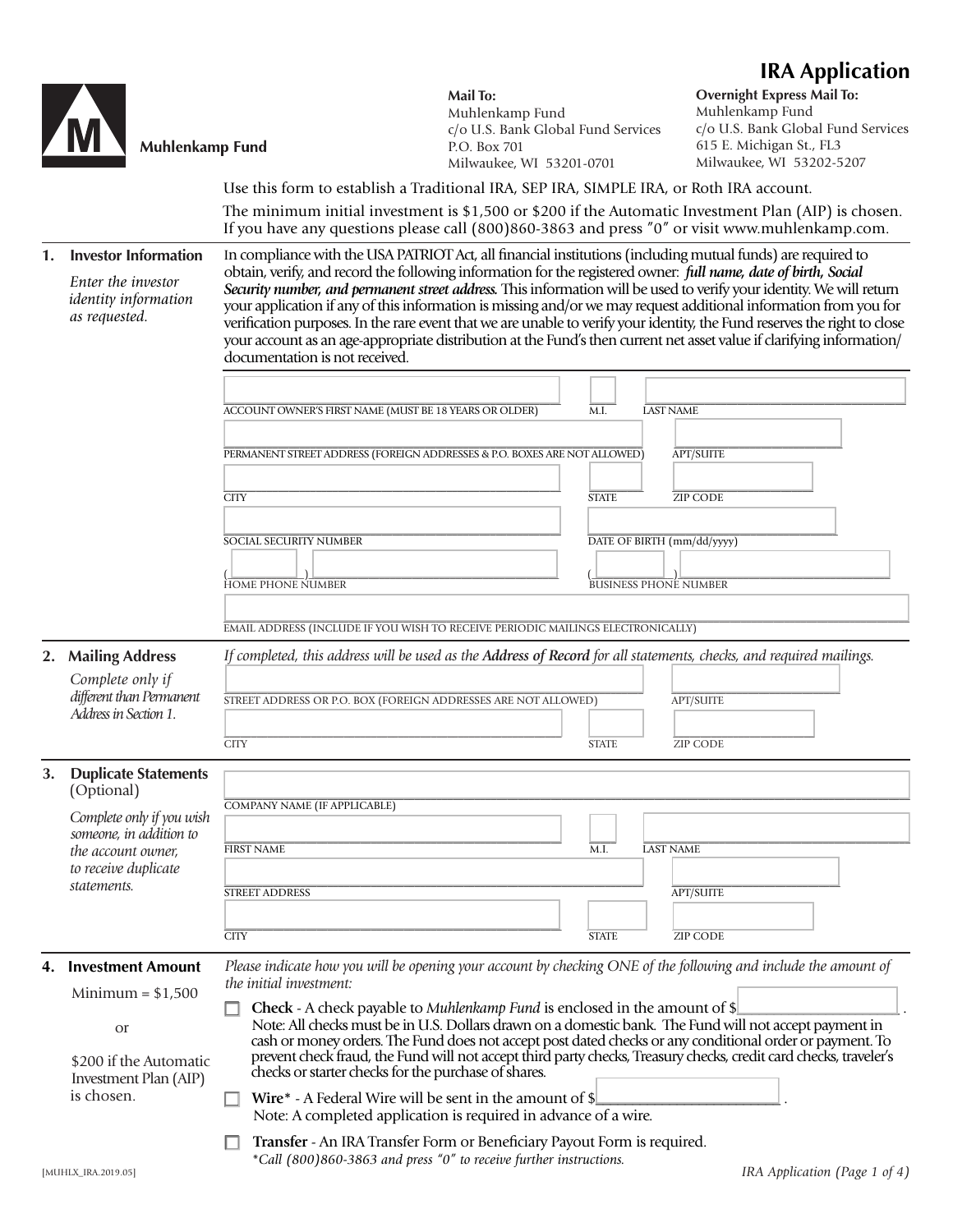# IRA Application

**Muhlenkamp Fund**

**Mail To:**
Muhlenkamp Fund
c/o U.S. Bank Global Fund Services
P.O. Box 701
Milwaukee, WI 53201-0701

**Overnight Express Mail To:**
Muhlenkamp Fund
c/o U.S. Bank Global Fund Services
615 E. Michigan St., FL3
Milwaukee, WI 53202-5207

Use this form to establish a Traditional IRA, SEP IRA, SIMPLE IRA, or Roth IRA account.

The minimum initial investment is $1,500 or $200 if the Automatic Investment Plan (AIP) is chosen. If you have any questions please call (800)860-3863 and press "0" or visit www.muhlenkamp.com.

## 1. Investor Information

*Enter the investor identity information as requested.*

In compliance with the USA PATRIOT Act, all financial institutions (including mutual funds) are required to obtain, verify, and record the following information for the registered owner: ***full name, date of birth, Social Security number, and permanent street address.*** This information will be used to verify your identity. We will return your application if any of this information is missing and/or we may request additional information from you for verification purposes. In the rare event that we are unable to verify your identity, the Fund reserves the right to close your account as an age-appropriate distribution at the Fund's then current net asset value if clarifying information/ documentation is not received.

ACCOUNT OWNER'S FIRST NAME (MUST BE 18 YEARS OR OLDER) ________ M.I. ____ LAST NAME ________

PERMANENT STREET ADDRESS (FOREIGN ADDRESSES & P.O. BOXES ARE NOT ALLOWED) ________ APT/SUITE ________

CITY ________ STATE ____ ZIP CODE ________

SOCIAL SECURITY NUMBER ________ DATE OF BIRTH (mm/dd/yyyy) ________

HOME PHONE NUMBER ( ) ________ BUSINESS PHONE NUMBER ( ) ________

EMAIL ADDRESS (INCLUDE IF YOU WISH TO RECEIVE PERIODIC MAILINGS ELECTRONICALLY) ________

## 2. Mailing Address

*Complete only if different than Permanent Address in Section 1.*

*If completed, this address will be used as the **Address of Record** for all statements, checks, and required mailings.*

STREET ADDRESS OR P.O. BOX (FOREIGN ADDRESSES ARE NOT ALLOWED) ________ APT/SUITE ________

CITY ________ STATE ____ ZIP CODE ________

## 3. Duplicate Statements (Optional)

*Complete only if you wish someone, in addition to the account owner, to receive duplicate statements.*

COMPANY NAME (IF APPLICABLE) ________

FIRST NAME ________ M.I. ____ LAST NAME ________

STREET ADDRESS ________ APT/SUITE ________

CITY ________ STATE ____ ZIP CODE ________

## 4. Investment Amount

Minimum = $1,500

or

$200 if the Automatic Investment Plan (AIP) is chosen.

*Please indicate how you will be opening your account by checking ONE of the following and include the amount of the initial investment:*

- ☐ **Check** - A check payable to *Muhlenkamp Fund* is enclosed in the amount of $________ .
  Note: All checks must be in U.S. Dollars drawn on a domestic bank. The Fund will not accept payment in cash or money orders. The Fund does not accept post dated checks or any conditional order or payment. To prevent check fraud, the Fund will not accept third party checks, Treasury checks, credit card checks, traveler's checks or starter checks for the purchase of shares.
- ☐ **Wire*** - A Federal Wire will be sent in the amount of $________ .
  Note: A completed application is required in advance of a wire.
- ☐ **Transfer** - An IRA Transfer Form or Beneficiary Payout Form is required.

*\*Call (800)860-3863 and press "0" to receive further instructions.*

[MUHLX_IRA.2019.05]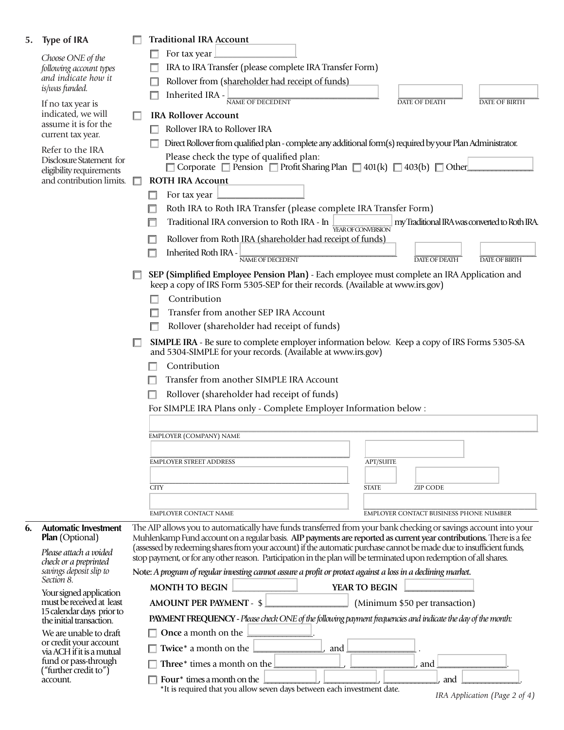## 5. Type of IRA

*Choose ONE of the following account types and indicate how it is/was funded.*

If no tax year is indicated, we will assume it is for the current tax year.

Refer to the IRA Disclosure Statement for eligibility requirements and contribution limits.

- ☐ **Traditional IRA Account**
  - ☐ For tax year ________________
  - ☐ IRA to IRA Transfer (please complete IRA Transfer Form)
  - ☐ Rollover from (shareholder had receipt of funds)
  - ☐ Inherited IRA - ______________________ ______________ ______________
    NAME OF DECEDENT / DATE OF DEATH / DATE OF BIRTH
- ☐ **IRA Rollover Account**
  - ☐ Rollover IRA to Rollover IRA
  - ☐ Direct Rollover from qualified plan - complete any additional form(s) required by your Plan Administrator.
    Please check the type of qualified plan:
    ☐ Corporate ☐ Pension ☐ Profit Sharing Plan ☐ 401(k) ☐ 403(b) ☐ Other______________
- ☐ **ROTH IRA Account**
  - ☐ For tax year ________________
  - ☐ Roth IRA to Roth IRA Transfer (please complete IRA Transfer Form)
  - ☐ Traditional IRA conversion to Roth IRA - In ____________ (YEAR OF CONVERSION) my Traditional IRA was converted to Roth IRA.
  - ☐ Rollover from Roth IRA (shareholder had receipt of funds)
  - ☐ Inherited Roth IRA - ______________________ ______________ ______________
    NAME OF DECEDENT / DATE OF DEATH / DATE OF BIRTH
- ☐ **SEP (Simplified Employee Pension Plan)** - Each employee must complete an IRA Application and keep a copy of IRS Form 5305-SEP for their records. (Available at www.irs.gov)
  - ☐ Contribution
  - ☐ Transfer from another SEP IRA Account
  - ☐ Rollover (shareholder had receipt of funds)
- ☐ **SIMPLE IRA** - Be sure to complete employer information below. Keep a copy of IRS Forms 5305-SA and 5304-SIMPLE for your records. (Available at www.irs.gov)
  - ☐ Contribution
  - ☐ Transfer from another SIMPLE IRA Account
  - ☐ Rollover (shareholder had receipt of funds)

For SIMPLE IRA Plans only - Complete Employer Information below :

______________________________________________
EMPLOYER (COMPANY) NAME

______________________________ ______________
EMPLOYER STREET ADDRESS / APT/SUITE

______________________________ ______ ____________
CITY / STATE / ZIP CODE

______________________________ ______________________
EMPLOYER CONTACT NAME / EMPLOYER CONTACT BUSINESS PHONE NUMBER

## 6. Automatic Investment Plan (Optional)

*Please attach a voided check or a preprinted savings deposit slip to Section 8.*

Your signed application must be received at least 15 calendar days prior to the initial transaction.

We are unable to draft or credit your account via ACH if it is a mutual fund or pass-through ("further credit to") account.

The AIP allows you to automatically have funds transferred from your bank checking or savings account into your Muhlenkamp Fund account on a regular basis. **AIP payments are reported as current year contributions.** There is a fee (assessed by redeeming shares from your account) if the automatic purchase cannot be made due to insufficient funds, stop payment, or for any other reason. Participation in the plan will be terminated upon redemption of all shares.

**Note:** *A program of regular investing cannot assure a profit or protect against a loss in a declining market.*

**MONTH TO BEGIN** ____________ **YEAR TO BEGIN** ____________

**AMOUNT PER PAYMENT** - $ ________________ (Minimum $50 per transaction)

**PAYMENT FREQUENCY** - *Please check ONE of the following payment frequencies and indicate the day of the month:*

- ☐ **Once** a month on the ____________.
- ☐ **Twice*** a month on the ____________, and ____________ .
- ☐ **Three*** times a month on the ____________, ____________, and ____________.
- ☐ **Four*** times a month on the ____________, ____________, ____________, and ____________.

*It is required that you allow seven days between each investment date.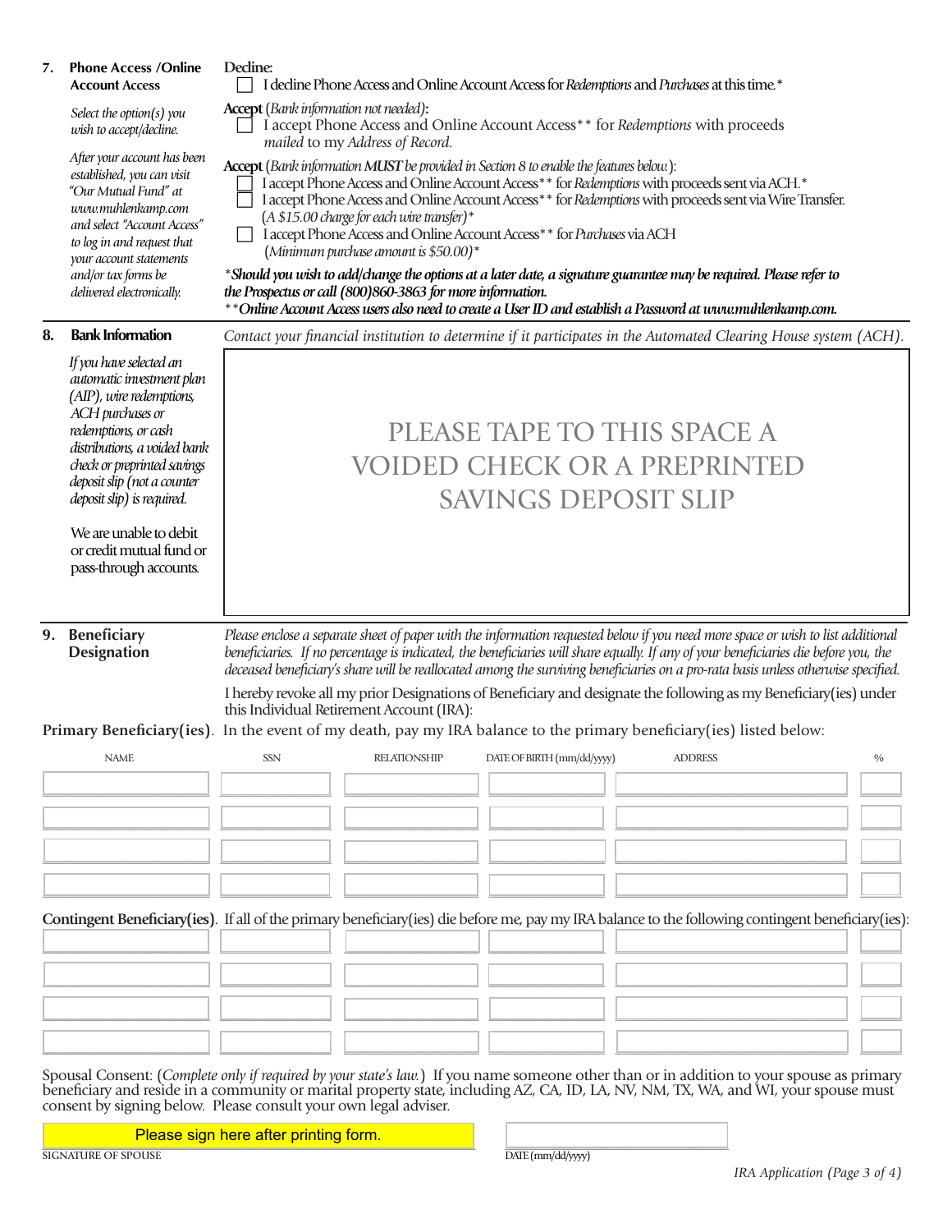## 7. Phone Access /Online Account Access

*Select the option(s) you wish to accept/decline.*

*After your account has been established, you can visit "Our Mutual Fund" at www.muhlenkamp.com and select "Account Access" to log in and request that your account statements and/or tax forms be delivered electronically.*

**Decline:**

☐ I decline Phone Access and Online Account Access for *Redemptions* and *Purchases* at this time.*

**Accept** (*Bank information not needed*)**:**

☐ I accept Phone Access and Online Account Access** for *Redemptions* with proceeds *mailed* to my *Address of Record.*

**Accept** (*Bank information **MUST** be provided in Section 8 to enable the features below.*):

☐ I accept Phone Access and Online Account Access** for *Redemptions* with proceeds sent via ACH.*

☐ I accept Phone Access and Online Account Access** for *Redemptions* with proceeds sent via Wire Transfer. (*A $15.00 charge for each wire transfer*)*

☐ I accept Phone Access and Online Account Access** for *Purchases* via ACH (*Minimum purchase amount is $50.00*)*

****Should you wish to add/change the options at a later date, a signature guarantee may be required. Please refer to the Prospectus or call (800)860-3863 for more information.***

*****Online Account Access users also need to create a User ID and establish a Password at www.muhlenkamp.com.***

## 8. Bank Information

*Contact your financial institution to determine if it participates in the Automated Clearing House system (ACH).*

*If you have selected an automatic investment plan (AIP), wire redemptions, ACH purchases or redemptions, or cash distributions, a voided bank check or preprinted savings deposit slip (not a counter deposit slip) is required.*

We are unable to debit or credit mutual fund or pass-through accounts.

PLEASE TAPE TO THIS SPACE A VOIDED CHECK OR A PREPRINTED SAVINGS DEPOSIT SLIP

## 9. Beneficiary Designation

*Please enclose a separate sheet of paper with the information requested below if you need more space or wish to list additional beneficiaries. If no percentage is indicated, the beneficiaries will share equally. If any of your beneficiaries die before you, the deceased beneficiary's share will be reallocated among the surviving beneficiaries on a pro-rata basis unless otherwise specified.*

I hereby revoke all my prior Designations of Beneficiary and designate the following as my Beneficiary(ies) under this Individual Retirement Account (IRA):

**Primary Beneficiary(ies)**. In the event of my death, pay my IRA balance to the primary beneficiary(ies) listed below:

| NAME | SSN | RELATIONSHIP | DATE OF BIRTH (mm/dd/yyyy) | ADDRESS | % |
|---|---|---|---|---|---|
| | | | | | |
| | | | | | |
| | | | | | |
| | | | | | |

**Contingent Beneficiary(ies)**. If all of the primary beneficiary(ies) die before me, pay my IRA balance to the following contingent beneficiary(ies):

| NAME | SSN | RELATIONSHIP | DATE OF BIRTH (mm/dd/yyyy) | ADDRESS | % |
|---|---|---|---|---|---|
| | | | | | |
| | | | | | |
| | | | | | |
| | | | | | |

Spousal Consent: (*Complete only if required by your state's law.*) If you name someone other than or in addition to your spouse as primary beneficiary and reside in a community or marital property state, including AZ, CA, ID, LA, NV, NM, TX, WA, and WI, your spouse must consent by signing below. Please consult your own legal adviser.

Please sign here after printing form.

SIGNATURE OF SPOUSE _______________ DATE (mm/dd/yyyy) _______________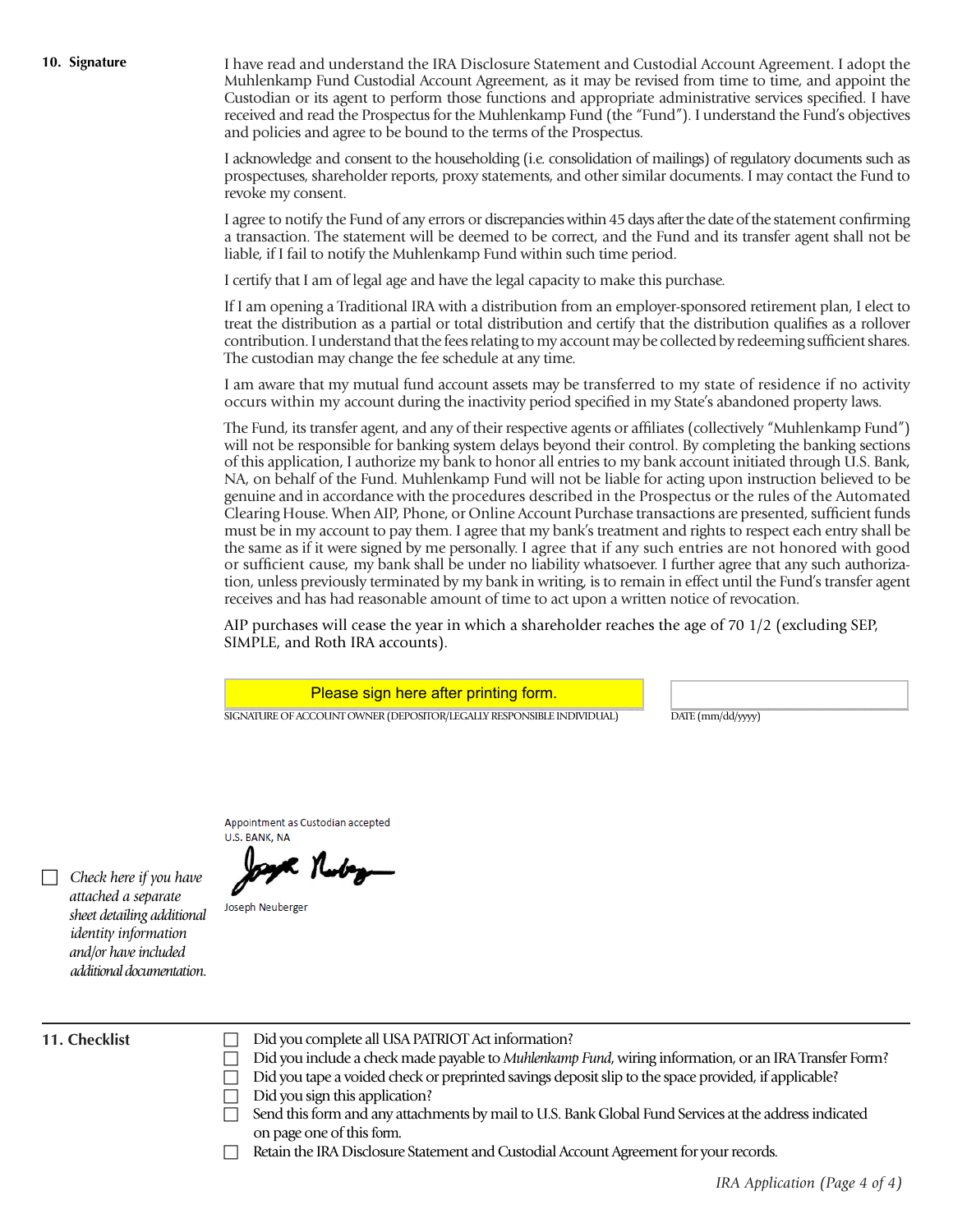## 10. Signature

I have read and understand the IRA Disclosure Statement and Custodial Account Agreement. I adopt the Muhlenkamp Fund Custodial Account Agreement, as it may be revised from time to time, and appoint the Custodian or its agent to perform those functions and appropriate administrative services specified. I have received and read the Prospectus for the Muhlenkamp Fund (the "Fund"). I understand the Fund's objectives and policies and agree to be bound to the terms of the Prospectus.

I acknowledge and consent to the householding (i.e. consolidation of mailings) of regulatory documents such as prospectuses, shareholder reports, proxy statements, and other similar documents. I may contact the Fund to revoke my consent.

I agree to notify the Fund of any errors or discrepancies within 45 days after the date of the statement confirming a transaction. The statement will be deemed to be correct, and the Fund and its transfer agent shall not be liable, if I fail to notify the Muhlenkamp Fund within such time period.

I certify that I am of legal age and have the legal capacity to make this purchase.

If I am opening a Traditional IRA with a distribution from an employer-sponsored retirement plan, I elect to treat the distribution as a partial or total distribution and certify that the distribution qualifies as a rollover contribution. I understand that the fees relating to my account may be collected by redeeming sufficient shares. The custodian may change the fee schedule at any time.

I am aware that my mutual fund account assets may be transferred to my state of residence if no activity occurs within my account during the inactivity period specified in my State's abandoned property laws.

The Fund, its transfer agent, and any of their respective agents or affiliates (collectively "Muhlenkamp Fund") will not be responsible for banking system delays beyond their control. By completing the banking sections of this application, I authorize my bank to honor all entries to my bank account initiated through U.S. Bank, NA, on behalf of the Fund. Muhlenkamp Fund will not be liable for acting upon instruction believed to be genuine and in accordance with the procedures described in the Prospectus or the rules of the Automated Clearing House. When AIP, Phone, or Online Account Purchase transactions are presented, sufficient funds must be in my account to pay them. I agree that my bank's treatment and rights to respect each entry shall be the same as if it were signed by me personally. I agree that if any such entries are not honored with good or sufficient cause, my bank shall be under no liability whatsoever. I further agree that any such authorization, unless previously terminated by my bank in writing, is to remain in effect until the Fund's transfer agent receives and has had reasonable amount of time to act upon a written notice of revocation.

AIP purchases will cease the year in which a shareholder reaches the age of 70 1/2 (excluding SEP, SIMPLE, and Roth IRA accounts).

Please sign here after printing form.

SIGNATURE OF ACCOUNT OWNER (DEPOSITOR/LEGALLY RESPONSIBLE INDIVIDUAL) | DATE (mm/dd/yyyy)

Appointment as Custodian accepted
U.S. BANK, NA

Joseph Neuberger

☐ *Check here if you have attached a separate sheet detailing additional identity information and/or have included additional documentation.*

## 11. Checklist

- ☐ Did you complete all USA PATRIOT Act information?
- ☐ Did you include a check made payable to *Muhlenkamp Fund*, wiring information, or an IRA Transfer Form?
- ☐ Did you tape a voided check or preprinted savings deposit slip to the space provided, if applicable?
- ☐ Did you sign this application?
- ☐ Send this form and any attachments by mail to U.S. Bank Global Fund Services at the address indicated on page one of this form.
- ☐ Retain the IRA Disclosure Statement and Custodial Account Agreement for your records.